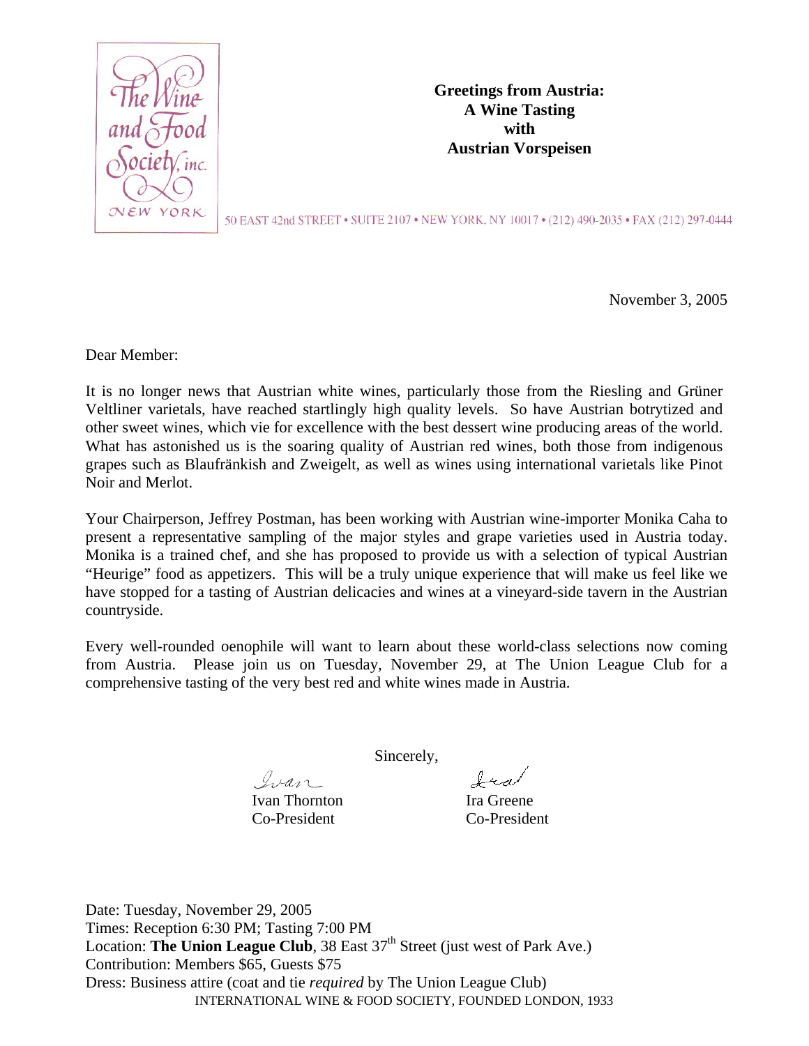The Wine and Food Society, inc.
NEW YORK

50 EAST 42nd STREET • SUITE 2107 • NEW YORK, NY 10017 • (212) 490-2035 • FAX (212) 297-0444

**Greetings from Austria:**
**A Wine Tasting**
**with**
**Austrian Vorspeisen**

November 3, 2005

Dear Member:

It is no longer news that Austrian white wines, particularly those from the Riesling and Grüner Veltliner varietals, have reached startlingly high quality levels. So have Austrian botrytized and other sweet wines, which vie for excellence with the best dessert wine producing areas of the world. What has astonished us is the soaring quality of Austrian red wines, both those from indigenous grapes such as Blaufränkish and Zweigelt, as well as wines using international varietals like Pinot Noir and Merlot.

Your Chairperson, Jeffrey Postman, has been working with Austrian wine-importer Monika Caha to present a representative sampling of the major styles and grape varieties used in Austria today. Monika is a trained chef, and she has proposed to provide us with a selection of typical Austrian "Heurige" food as appetizers. This will be a truly unique experience that will make us feel like we have stopped for a tasting of Austrian delicacies and wines at a vineyard-side tavern in the Austrian countryside.

Every well-rounded oenophile will want to learn about these world-class selections now coming from Austria. Please join us on Tuesday, November 29, at The Union League Club for a comprehensive tasting of the very best red and white wines made in Austria.

Sincerely,

Ivan
Ivan Thornton
Co-President

Ira
Ira Greene
Co-President

Date: Tuesday, November 29, 2005
Times: Reception 6:30 PM; Tasting 7:00 PM
Location: **The Union League Club**, 38 East 37th Street (just west of Park Ave.)
Contribution: Members $65, Guests $75
Dress: Business attire (coat and tie *required* by The Union League Club)

INTERNATIONAL WINE & FOOD SOCIETY, FOUNDED LONDON, 1933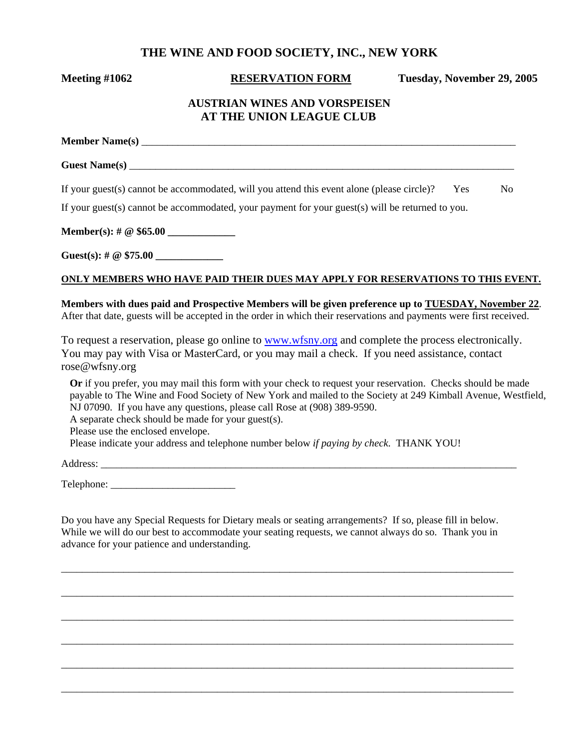# THE WINE AND FOOD SOCIETY, INC., NEW YORK

**Meeting #1062** **<u>RESERVATION FORM</u>** **Tuesday, November 29, 2005**

## AUSTRIAN WINES AND VORSPEISEN
## AT THE UNION LEAGUE CLUB

**Member Name(s)** ___________________________________________________________________________

**Guest Name(s)** ___________________________________________________________________________

If your guest(s) cannot be accommodated, will you attend this event alone (please circle)? Yes No

If your guest(s) cannot be accommodated, your payment for your guest(s) will be returned to you.

**Member(s): # @ $65.00 _____________**

**Guest(s): # @ $75.00 _____________**

**<u>ONLY MEMBERS WHO HAVE PAID THEIR DUES MAY APPLY FOR RESERVATIONS TO THIS EVENT.</u>**

**Members with dues paid and Prospective Members will be given preference up to <u>TUESDAY, November 22</u>**. After that date, guests will be accepted in the order in which their reservations and payments were first received.

To request a reservation, please go online to www.wfsny.org and complete the process electronically. You may pay with Visa or MasterCard, or you may mail a check. If you need assistance, contact rose@wfsny.org

**Or** if you prefer, you may mail this form with your check to request your reservation. Checks should be made payable to The Wine and Food Society of New York and mailed to the Society at 249 Kimball Avenue, Westfield, NJ 07090. If you have any questions, please call Rose at (908) 389-9590.
A separate check should be made for your guest(s).
Please use the enclosed envelope.
Please indicate your address and telephone number below *if paying by check.* THANK YOU!

Address: ___________________________________________________________________________

Telephone: ________________________

Do you have any Special Requests for Dietary meals or seating arrangements? If so, please fill in below. While we will do our best to accommodate your seating requests, we cannot always do so. Thank you in advance for your patience and understanding.

___________________________________________________________________________

___________________________________________________________________________

___________________________________________________________________________

___________________________________________________________________________

___________________________________________________________________________

___________________________________________________________________________